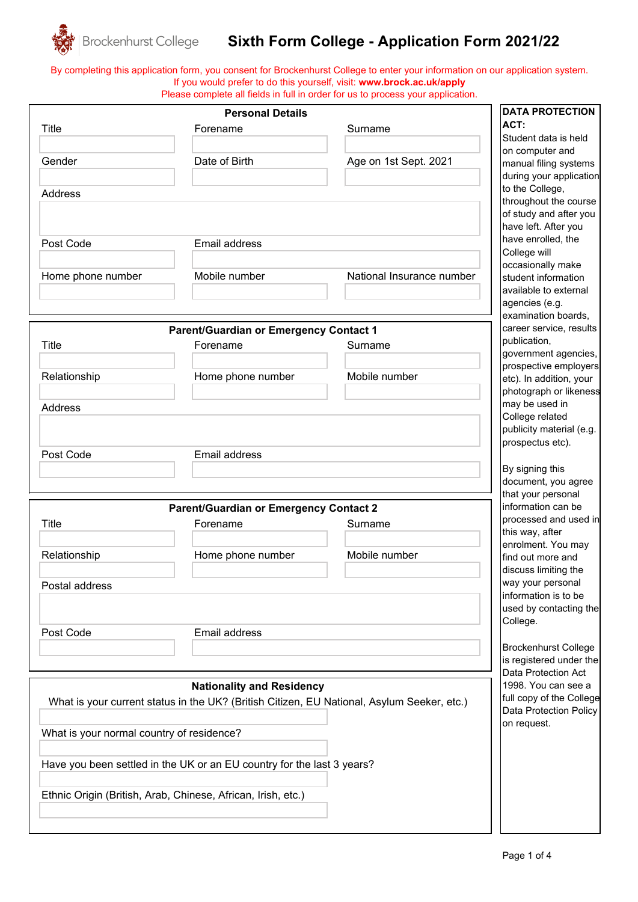Brockenhurst College

# Sixth Form College - Application Form 2021/22

By completing this application form, you consent for Brockenhurst College to enter your information on our application system.
If you would prefer to do this yourself, visit: **www.brock.ac.uk/apply**
Please complete all fields in full in order for us to process your application.

## Personal Details

| Title | Forename | Surname |
|---|---|---|
| | | |
| **Gender** | **Date of Birth** | **Age on 1st Sept. 2021** |
| | | |

Address

| Post Code | Email address | |
|---|---|---|
| | | |
| **Home phone number** | **Mobile number** | **National Insurance number** |
| | | |

## Parent/Guardian or Emergency Contact 1

| Title | Forename | Surname |
|---|---|---|
| | | |
| **Relationship** | **Home phone number** | **Mobile number** |
| | | |

Address

| Post Code | Email address |
|---|---|
| | |

## Parent/Guardian or Emergency Contact 2

| Title | Forename | Surname |
|---|---|---|
| | | |
| **Relationship** | **Home phone number** | **Mobile number** |
| | | |

Postal address

| Post Code | Email address |
|---|---|
| | |

## Nationality and Residency

What is your current status in the UK? (British Citizen, EU National, Asylum Seeker, etc.)

What is your normal country of residence?

Have you been settled in the UK or an EU country for the last 3 years?

Ethnic Origin (British, Arab, Chinese, African, Irish, etc.)

**DATA PROTECTION ACT:**

Student data is held on computer and manual filing systems during your application to the College, throughout the course of study and after you have left. After you have enrolled, the College will occasionally make student information available to external agencies (e.g. examination boards, career service, results publication, government agencies, prospective employers etc). In addition, your photograph or likeness may be used in College related publicity material (e.g. prospectus etc).

By signing this document, you agree that your personal information can be processed and used in this way, after enrolment. You may find out more and discuss limiting the way your personal information is to be used by contacting the College.

Brockenhurst College is registered under the Data Protection Act 1998. You can see a full copy of the College Data Protection Policy on request.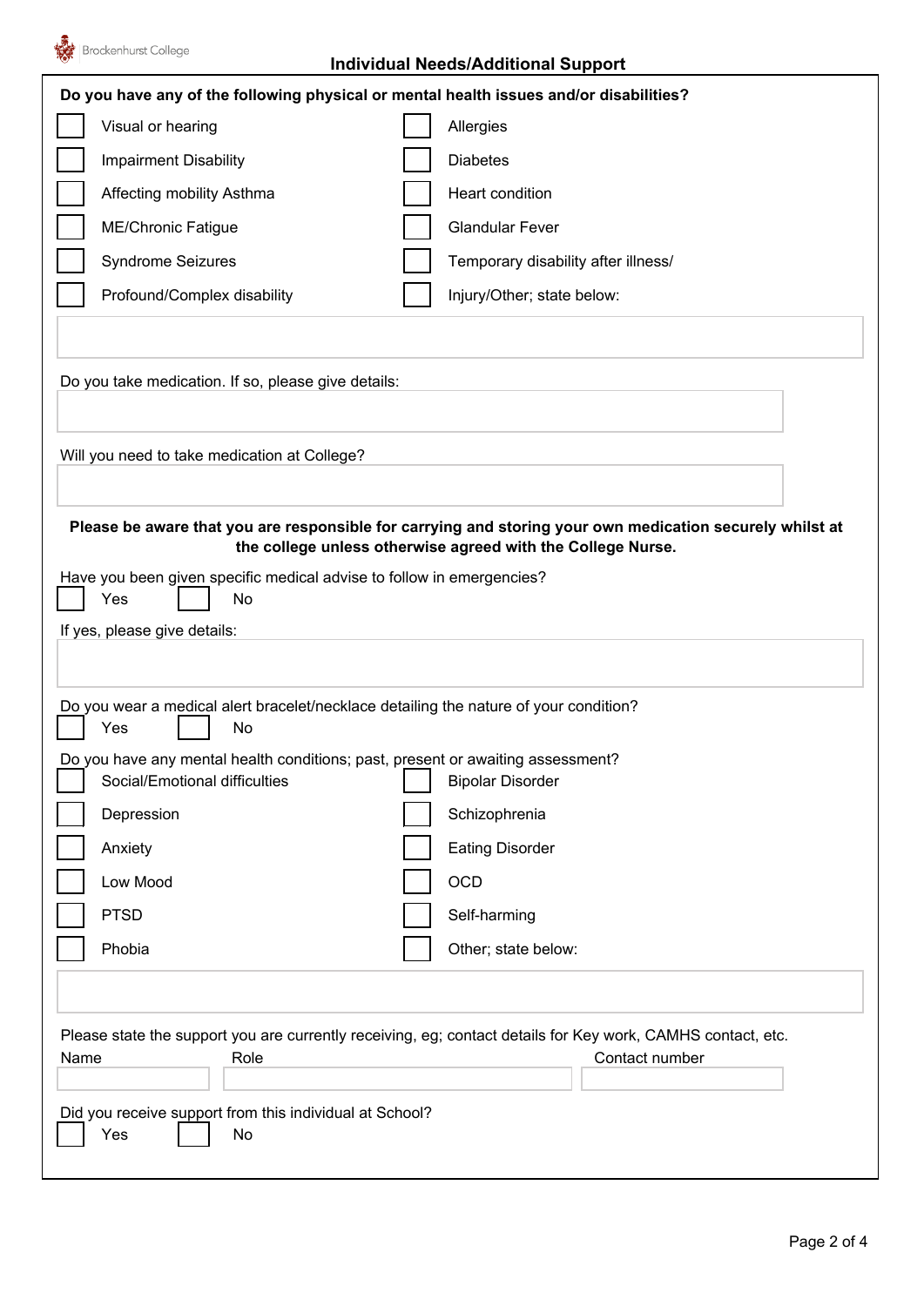## Individual Needs/Additional Support

**Do you have any of the following physical or mental health issues and/or disabilities?**

- [ ] Visual or hearing
- [ ] Impairment Disability
- [ ] Affecting mobility Asthma
- [ ] ME/Chronic Fatigue
- [ ] Syndrome Seizures
- [ ] Profound/Complex disability
- [ ] Allergies
- [ ] Diabetes
- [ ] Heart condition
- [ ] Glandular Fever
- [ ] Temporary disability after illness/
- [ ] Injury/Other; state below:

Do you take medication. If so, please give details:

Will you need to take medication at College?

**Please be aware that you are responsible for carrying and storing your own medication securely whilst at the college unless otherwise agreed with the College Nurse.**

Have you been given specific medical advise to follow in emergencies?

- [ ] Yes
- [ ] No

If yes, please give details:

Do you wear a medical alert bracelet/necklace detailing the nature of your condition?

- [ ] Yes
- [ ] No

Do you have any mental health conditions; past, present or awaiting assessment?

- [ ] Social/Emotional difficulties
- [ ] Depression
- [ ] Anxiety
- [ ] Low Mood
- [ ] PTSD
- [ ] Phobia
- [ ] Bipolar Disorder
- [ ] Schizophrenia
- [ ] Eating Disorder
- [ ] OCD
- [ ] Self-harming
- [ ] Other; state below:

Please state the support you are currently receiving, eg; contact details for Key work, CAMHS contact, etc.

| Name | Role | Contact number |
|---|---|---|
| | | |

Did you receive support from this individual at School?

- [ ] Yes
- [ ] No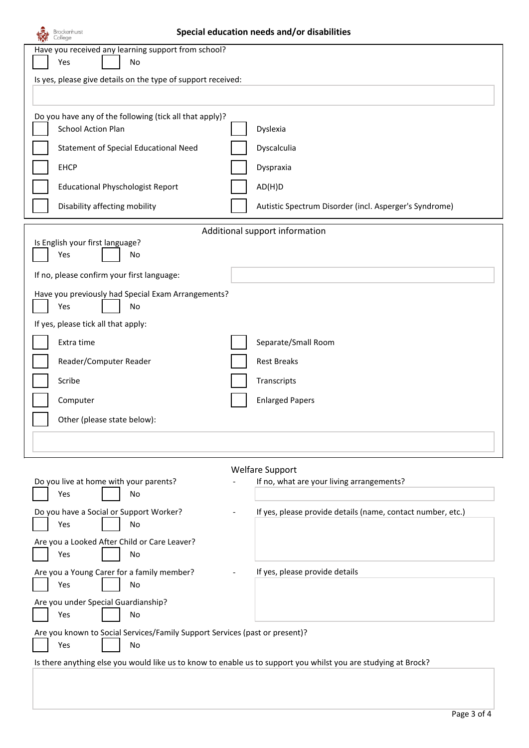# Special education needs and/or disabilities

Have you received any learning support from school?

☐ Yes ☐ No

Is yes, please give details on the type of support received:

Do you have any of the following (tick all that apply)?

| | |
|---|---|
| ☐ School Action Plan | ☐ Dyslexia |
| ☐ Statement of Special Educational Need | ☐ Dyscalculia |
| ☐ EHCP | ☐ Dyspraxia |
| ☐ Educational Physchologist Report | ☐ AD(H)D |
| ☐ Disability affecting mobility | ☐ Autistic Spectrum Disorder (incl. Asperger's Syndrome) |

## Additional support information

Is English your first language?

☐ Yes ☐ No

If no, please confirm your first language:

Have you previously had Special Exam Arrangements?

☐ Yes ☐ No

If yes, please tick all that apply:

| | |
|---|---|
| ☐ Extra time | ☐ Separate/Small Room |
| ☐ Reader/Computer Reader | ☐ Rest Breaks |
| ☐ Scribe | ☐ Transcripts |
| ☐ Computer | ☐ Enlarged Papers |
| ☐ Other (please state below): | |

## Welfare Support

Do you live at home with your parents?

☐ Yes ☐ No

- If no, what are your living arrangements?

Do you have a Social or Support Worker?

☐ Yes ☐ No

- If yes, please provide details (name, contact number, etc.)

Are you a Looked After Child or Care Leaver?

☐ Yes ☐ No

Are you a Young Carer for a family member?

☐ Yes ☐ No

- If yes, please provide details

Are you under Special Guardianship?

☐ Yes ☐ No

Are you known to Social Services/Family Support Services (past or present)?

☐ Yes ☐ No

Is there anything else you would like us to know to enable us to support you whilst you are studying at Brock?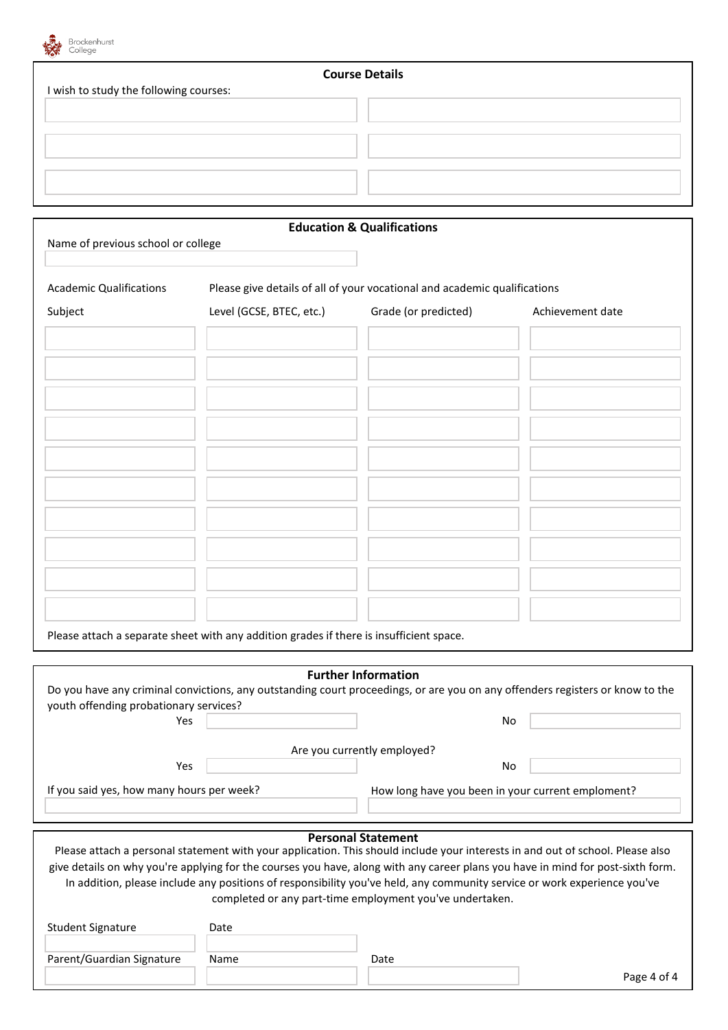## Course Details

I wish to study the following courses:

| | |
|---|---|
| | |
| | |
| | |

## Education & Qualifications

Name of previous school or college

Academic Qualifications — Please give details of all of your vocational and academic qualifications

| Subject | Level (GCSE, BTEC, etc.) | Grade (or predicted) | Achievement date |
|---|---|---|---|
| | | | |
| | | | |
| | | | |
| | | | |
| | | | |
| | | | |
| | | | |
| | | | |
| | | | |
| | | | |

Please attach a separate sheet with any addition grades if there is insufficient space.

## Further Information

Do you have any criminal convictions, any outstanding court proceedings, or are you on any offenders registers or know to the youth offending probationary services?

Yes &nbsp;&nbsp;&nbsp;&nbsp; No

Are you currently employed?

Yes &nbsp;&nbsp;&nbsp;&nbsp; No

If you said yes, how many hours per week?

How long have you been in your current emploment?

## Personal Statement

Please attach a personal statement with your application. This should include your interests in and out of school. Please also give details on why you're applying for the courses you have, along with any career plans you have in mind for post-sixth form. In addition, please include any positions of responsibility you've held, any community service or work experience you've completed or any part-time employment you've undertaken.

Student Signature &nbsp;&nbsp;&nbsp;&nbsp; Date

Parent/Guardian Signature &nbsp;&nbsp;&nbsp;&nbsp; Name &nbsp;&nbsp;&nbsp;&nbsp; Date